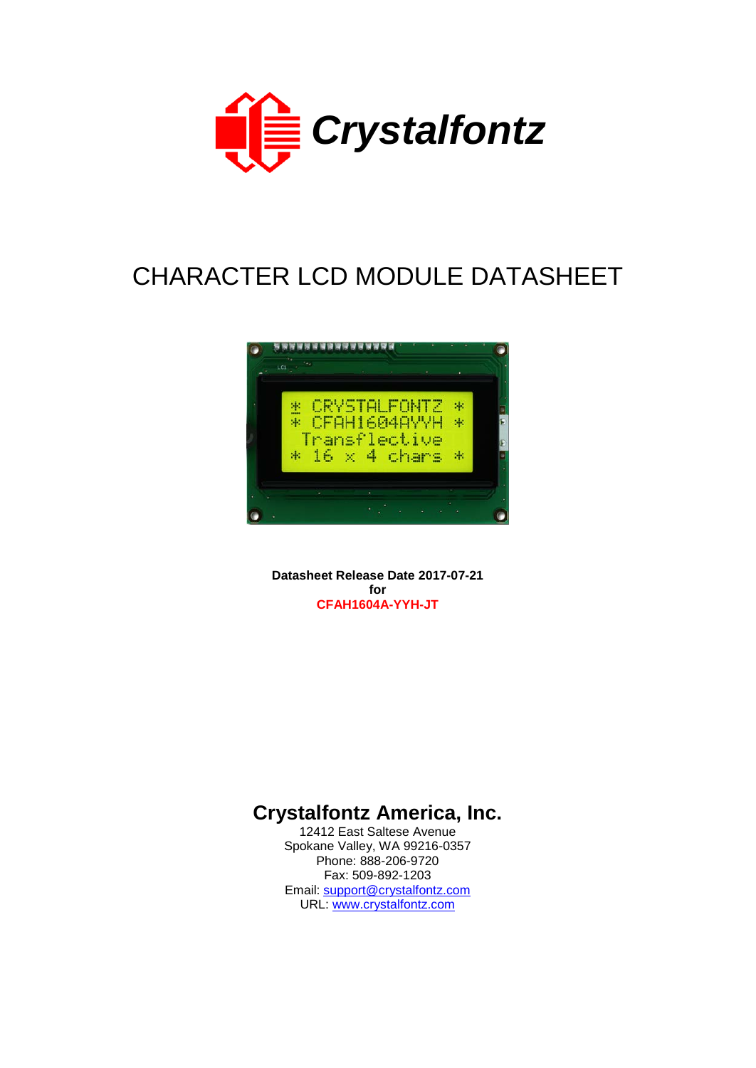Crystalfontz

# CHARACTER LCD MODULE DATASHEET

**Datasheet Release Date 2017-07-21**
**for**
**CFAH1604A-YYH-JT**

## Crystalfontz America, Inc.

12412 East Saltese Avenue
Spokane Valley, WA 99216-0357
Phone: 888-206-9720
Fax: 509-892-1203
Email: support@crystalfontz.com
URL: www.crystalfontz.com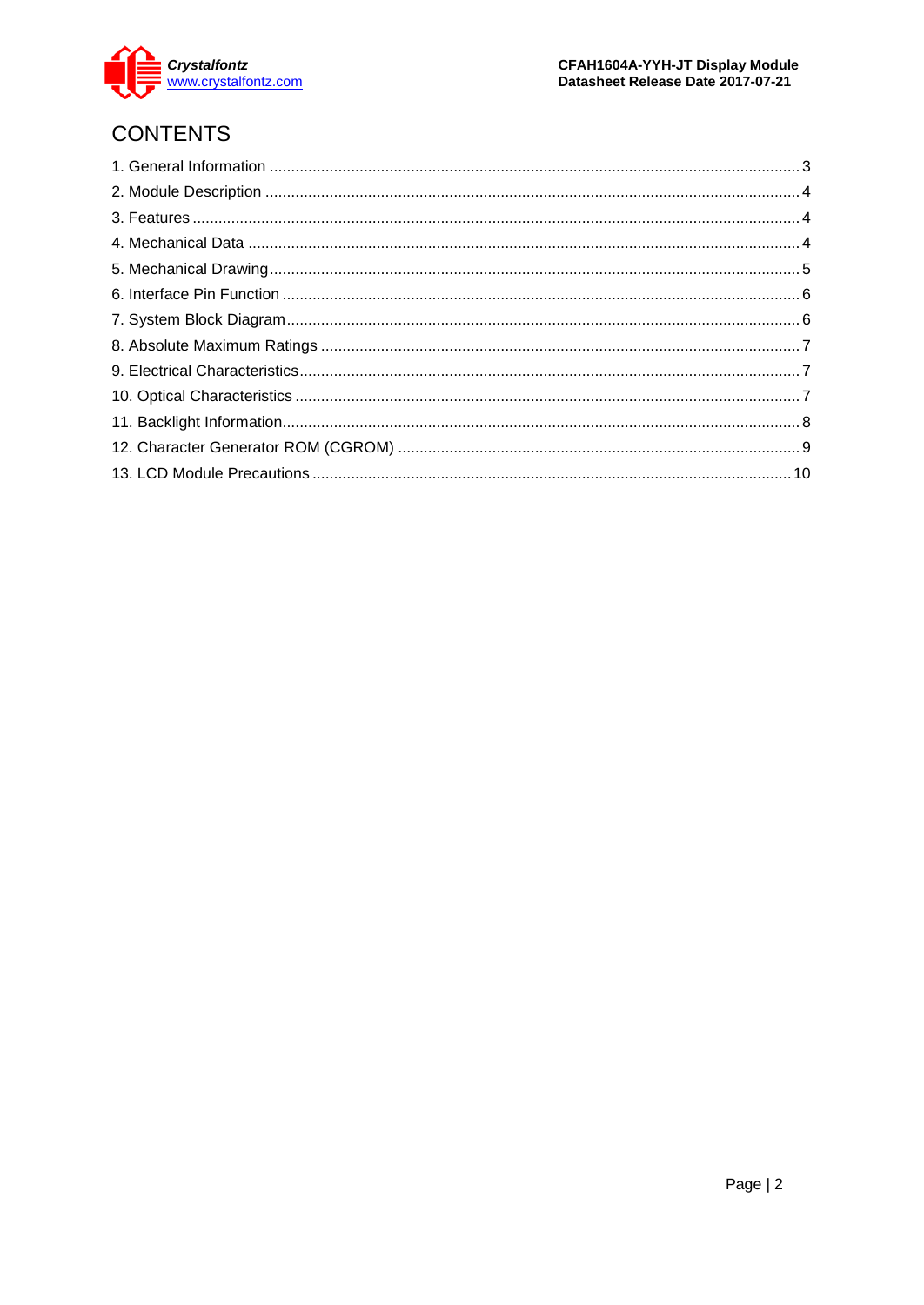# CONTENTS

1. General Information .......... 3
2. Module Description .......... 4
3. Features .......... 4
4. Mechanical Data .......... 4
5. Mechanical Drawing .......... 5
6. Interface Pin Function .......... 6
7. System Block Diagram .......... 6
8. Absolute Maximum Ratings .......... 7
9. Electrical Characteristics .......... 7
10. Optical Characteristics .......... 7
11. Backlight Information .......... 8
12. Character Generator ROM (CGROM) .......... 9
13. LCD Module Precautions .......... 10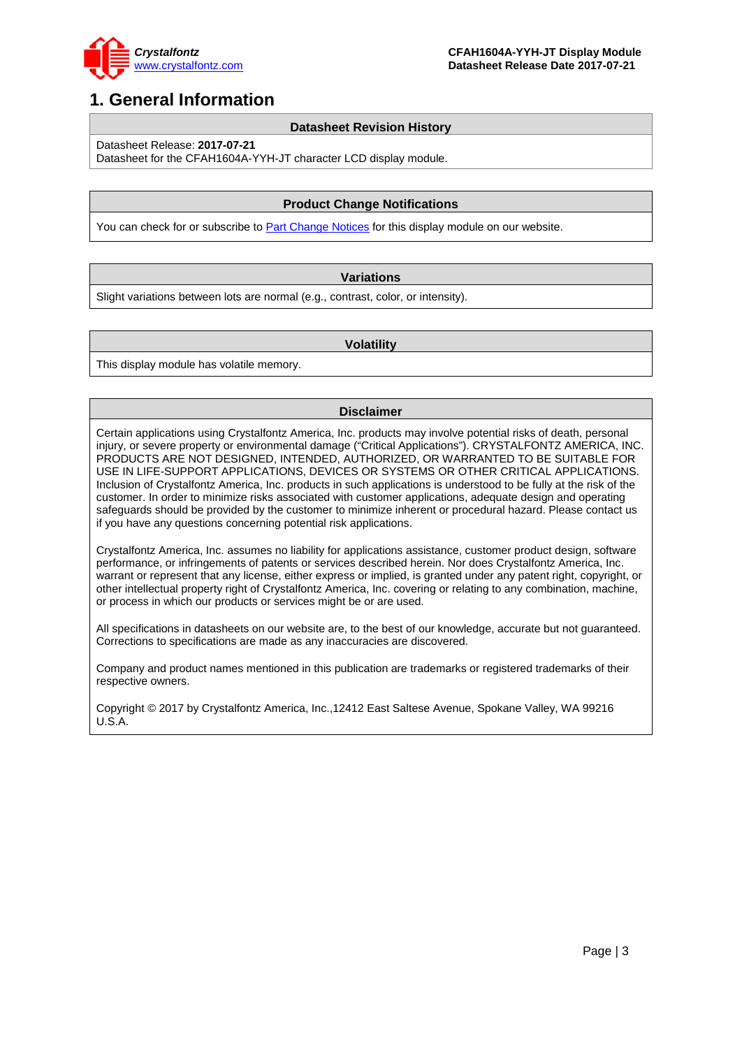# 1. General Information

**Datasheet Revision History**

Datasheet Release: **2017-07-21**
Datasheet for the CFAH1604A-YYH-JT character LCD display module.

**Product Change Notifications**

You can check for or subscribe to Part Change Notices for this display module on our website.

**Variations**

Slight variations between lots are normal (e.g., contrast, color, or intensity).

**Volatility**

This display module has volatile memory.

**Disclaimer**

Certain applications using Crystalfontz America, Inc. products may involve potential risks of death, personal injury, or severe property or environmental damage (“Critical Applications”). CRYSTALFONTZ AMERICA, INC. PRODUCTS ARE NOT DESIGNED, INTENDED, AUTHORIZED, OR WARRANTED TO BE SUITABLE FOR USE IN LIFE-SUPPORT APPLICATIONS, DEVICES OR SYSTEMS OR OTHER CRITICAL APPLICATIONS. Inclusion of Crystalfontz America, Inc. products in such applications is understood to be fully at the risk of the customer. In order to minimize risks associated with customer applications, adequate design and operating safeguards should be provided by the customer to minimize inherent or procedural hazard. Please contact us if you have any questions concerning potential risk applications.

Crystalfontz America, Inc. assumes no liability for applications assistance, customer product design, software performance, or infringements of patents or services described herein. Nor does Crystalfontz America, Inc. warrant or represent that any license, either express or implied, is granted under any patent right, copyright, or other intellectual property right of Crystalfontz America, Inc. covering or relating to any combination, machine, or process in which our products or services might be or are used.

All specifications in datasheets on our website are, to the best of our knowledge, accurate but not guaranteed. Corrections to specifications are made as any inaccuracies are discovered.

Company and product names mentioned in this publication are trademarks or registered trademarks of their respective owners.

Copyright © 2017 by Crystalfontz America, Inc.,12412 East Saltese Avenue, Spokane Valley, WA 99216 U.S.A.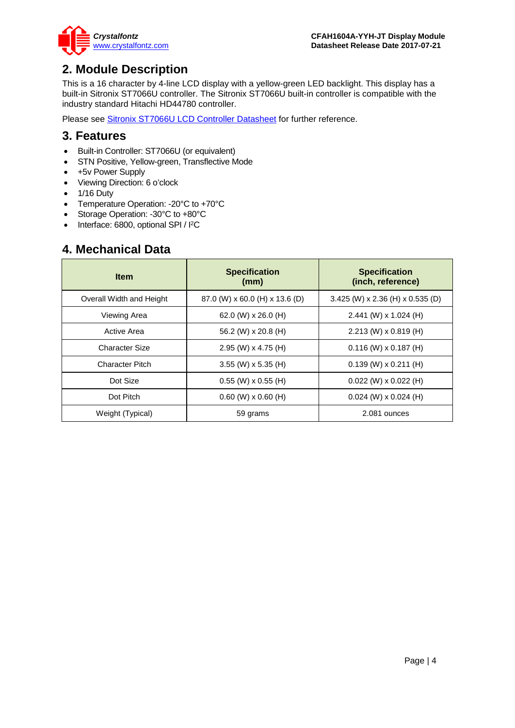## 2. Module Description

This is a 16 character by 4-line LCD display with a yellow-green LED backlight. This display has a built-in Sitronix ST7066U controller. The Sitronix ST7066U built-in controller is compatible with the industry standard Hitachi HD44780 controller.

Please see Sitronix ST7066U LCD Controller Datasheet for further reference.

## 3. Features

- Built-in Controller: ST7066U (or equivalent)
- STN Positive, Yellow-green, Transflective Mode
- +5v Power Supply
- Viewing Direction: 6 o'clock
- 1/16 Duty
- Temperature Operation: -20°C to +70°C
- Storage Operation: -30°C to +80°C
- Interface: 6800, optional SPI / I²C

## 4. Mechanical Data

| Item | Specification (mm) | Specification (inch, reference) |
|---|---|---|
| Overall Width and Height | 87.0 (W) x 60.0 (H) x 13.6 (D) | 3.425 (W) x 2.36 (H) x 0.535 (D) |
| Viewing Area | 62.0 (W) x 26.0 (H) | 2.441 (W) x 1.024 (H) |
| Active Area | 56.2 (W) x 20.8 (H) | 2.213 (W) x 0.819 (H) |
| Character Size | 2.95 (W) x 4.75 (H) | 0.116 (W) x 0.187 (H) |
| Character Pitch | 3.55 (W) x 5.35 (H) | 0.139 (W) x 0.211 (H) |
| Dot Size | 0.55 (W) x 0.55 (H) | 0.022 (W) x 0.022 (H) |
| Dot Pitch | 0.60 (W) x 0.60 (H) | 0.024 (W) x 0.024 (H) |
| Weight (Typical) | 59 grams | 2.081 ounces |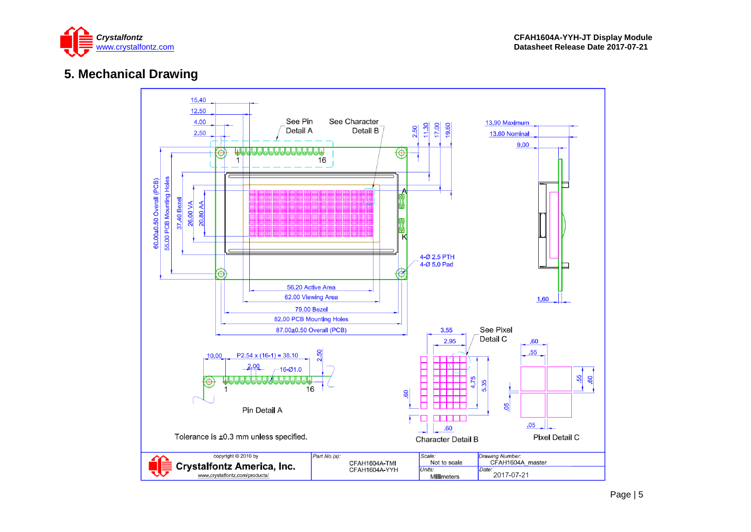## 5. Mechanical Drawing

15.40

12.50

4.00

2.50

See Pin Detail A

See Character Detail B

2.50

11.30

17.00

19.60

13.90 Maximum

13.60 Nominal

9.00

1

16

A

K

60.00±0.50 Overall (PCB)

55.00 PCB Mounting Holes

37.40 Bezel

26.00 VA

20.80 AA

4-Ø 2.5 PTH

4-Ø 5.0 Pad

56.20 Active Area

62.00 Viewing Area

79.00 Bezel

82.00 PCB Mounting Holes

87.00±0.50 Overall (PCB)

1.60

10.00

P2.54 x (16-1) = 38.10

2.50

2.00

16-Ø1.0

1

16

Pin Detail A

3.55

2.95

See Pixel Detail C

.60

.55

4.75

5.35

.60

.55

.60

.05

.60

.05

Character Detail B

Pixel Detail C

Tolerance is ±0.3 mm unless specified.

| copyright © 2010 by Crystalfontz America, Inc. www.crystalfontz.com/products/ | Part No.(s): CFAH1604A-TMI CFAH1604A-YYH | Scale: Not to scale | Drawing Number: CFAH1604A_master |
|---|---|---|---|
| | | Units: Millimeters | Date: 2017-07-21 |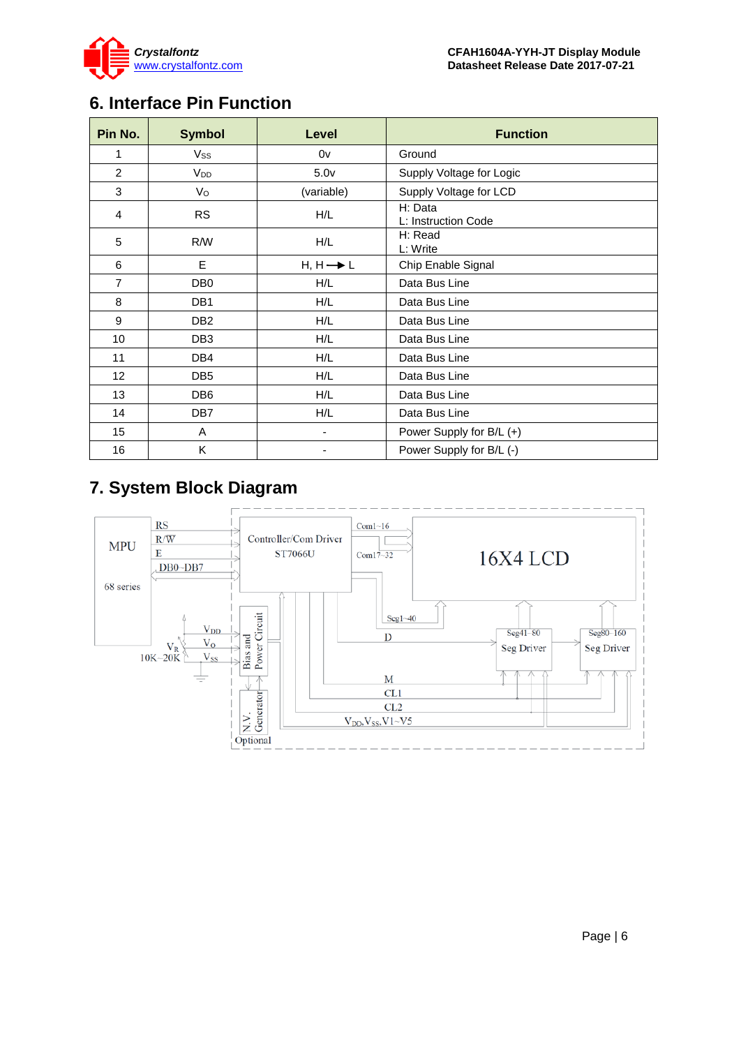## 6. Interface Pin Function

| Pin No. | Symbol | Level | Function |
|---|---|---|---|
| 1 | $V_{SS}$ | 0v | Ground |
| 2 | $V_{DD}$ | 5.0v | Supply Voltage for Logic |
| 3 | $V_O$ | (variable) | Supply Voltage for LCD |
| 4 | RS | H/L | H: Data<br>L: Instruction Code |
| 5 | R/W | H/L | H: Read<br>L: Write |
| 6 | E | H, H → L | Chip Enable Signal |
| 7 | DB0 | H/L | Data Bus Line |
| 8 | DB1 | H/L | Data Bus Line |
| 9 | DB2 | H/L | Data Bus Line |
| 10 | DB3 | H/L | Data Bus Line |
| 11 | DB4 | H/L | Data Bus Line |
| 12 | DB5 | H/L | Data Bus Line |
| 13 | DB6 | H/L | Data Bus Line |
| 14 | DB7 | H/L | Data Bus Line |
| 15 | A | - | Power Supply for B/L (+) |
| 16 | K | - | Power Supply for B/L (-) |

## 7. System Block Diagram

MPU 68 series — RS, R/W, E, DB0~DB7 — Controller/Com Driver ST7066U — Com1~16, Com17~32 — 16X4 LCD

Seg1~40 — D — Seg41~80 Seg Driver — Seg80~160 Seg Driver — M — CL1 — CL2 — $V_{DD}$, $V_{SS}$, V1~V5

$V_{DD}$, $V_O$, $V_{SS}$, $V_R$ 10K~20K — Bias and Power Circuit — N.V. Generator — Optional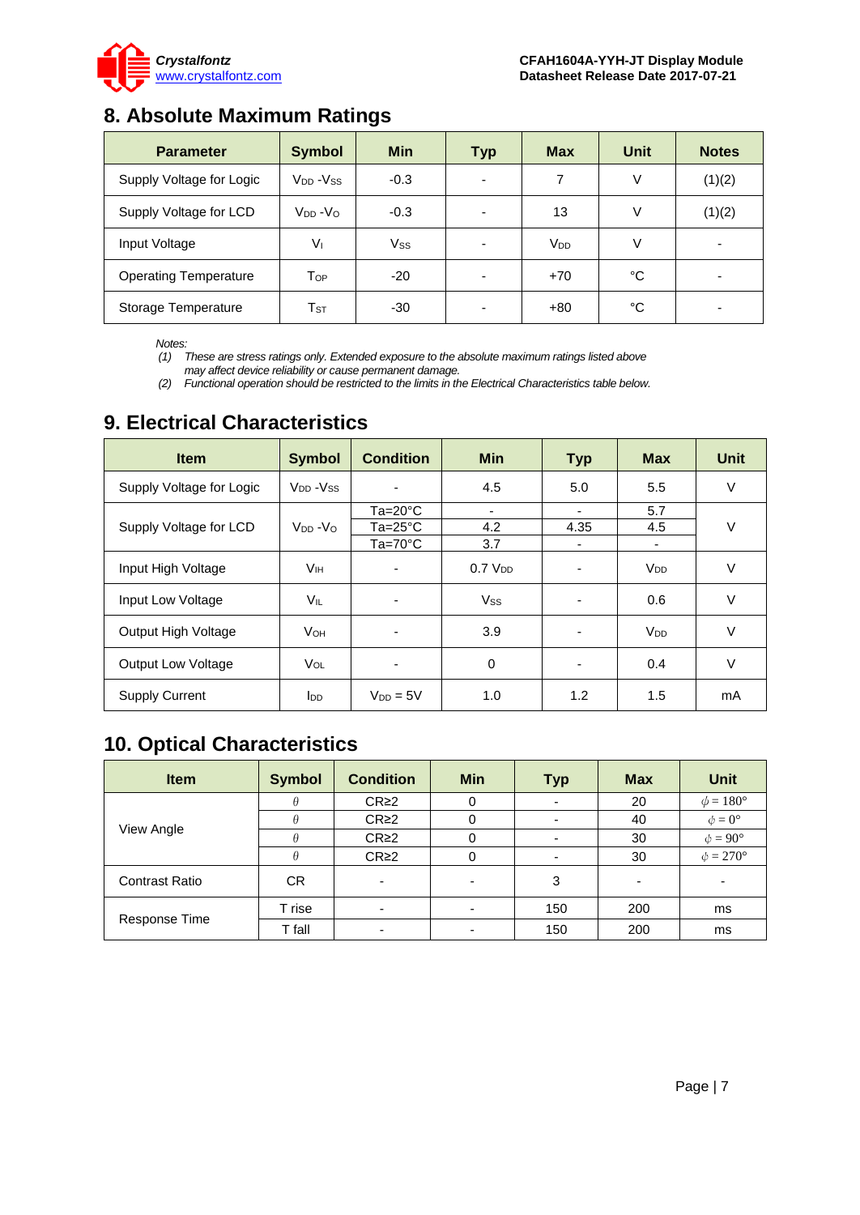## 8. Absolute Maximum Ratings

| Parameter | Symbol | Min | Typ | Max | Unit | Notes |
|---|---|---|---|---|---|---|
| Supply Voltage for Logic | $V_{DD}$ -$V_{SS}$ | -0.3 | - | 7 | V | (1)(2) |
| Supply Voltage for LCD | $V_{DD}$ -$V_O$ | -0.3 | - | 13 | V | (1)(2) |
| Input Voltage | $V_I$ | $V_{SS}$ | - | $V_{DD}$ | V | - |
| Operating Temperature | $T_{OP}$ | -20 | - | +70 | °C | - |
| Storage Temperature | $T_{ST}$ | -30 | - | +80 | °C | - |

*Notes:*

*(1) These are stress ratings only. Extended exposure to the absolute maximum ratings listed above may affect device reliability or cause permanent damage.*

*(2) Functional operation should be restricted to the limits in the Electrical Characteristics table below.*

## 9. Electrical Characteristics

| Item | Symbol | Condition | Min | Typ | Max | Unit |
|---|---|---|---|---|---|---|
| Supply Voltage for Logic | $V_{DD}$ -$V_{SS}$ | - | 4.5 | 5.0 | 5.5 | V |
| Supply Voltage for LCD | $V_{DD}$ -$V_O$ | Ta=20°C | - | - | 5.7 | V |
| | | Ta=25°C | 4.2 | 4.35 | 4.5 | |
| | | Ta=70°C | 3.7 | - | - | |
| Input High Voltage | $V_{IH}$ | - | 0.7 $V_{DD}$ | - | $V_{DD}$ | V |
| Input Low Voltage | $V_{IL}$ | - | $V_{SS}$ | - | 0.6 | V |
| Output High Voltage | $V_{OH}$ | - | 3.9 | - | $V_{DD}$ | V |
| Output Low Voltage | $V_{OL}$ | - | 0 | - | 0.4 | V |
| Supply Current | $I_{DD}$ | $V_{DD}$ = 5V | 1.0 | 1.2 | 1.5 | mA |

## 10. Optical Characteristics

| Item | Symbol | Condition | Min | Typ | Max | Unit |
|---|---|---|---|---|---|---|
| View Angle | $\theta$ | CR≥2 | 0 | - | 20 | $\phi = 180°$ |
| | $\theta$ | CR≥2 | 0 | - | 40 | $\phi = 0°$ |
| | $\theta$ | CR≥2 | 0 | - | 30 | $\phi = 90°$ |
| | $\theta$ | CR≥2 | 0 | - | 30 | $\phi = 270°$ |
| Contrast Ratio | CR | - | - | 3 | - | - |
| Response Time | T rise | - | - | 150 | 200 | ms |
| | T fall | - | - | 150 | 200 | ms |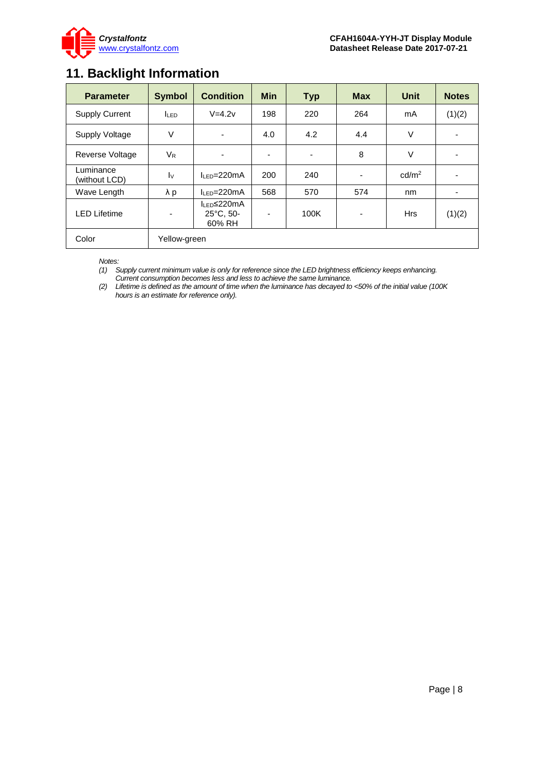# 11. Backlight Information

| Parameter | Symbol | Condition | Min | Typ | Max | Unit | Notes |
|---|---|---|---|---|---|---|---|
| Supply Current | $I_{LED}$ | V=4.2v | 198 | 220 | 264 | mA | (1)(2) |
| Supply Voltage | V | - | 4.0 | 4.2 | 4.4 | V | - |
| Reverse Voltage | $V_R$ | - | - | - | 8 | V | - |
| Luminance (without LCD) | $I_V$ | $I_{LED}$=220mA | 200 | 240 | - | cd/m$^2$ | - |
| Wave Length | λ p | $I_{LED}$=220mA | 568 | 570 | 574 | nm | - |
| LED Lifetime | - | $I_{LED}$≤220mA 25°C, 50-60% RH | - | 100K | - | Hrs | (1)(2) |
| Color | Yellow-green | | | | | | |

*Notes:*

*(1) Supply current minimum value is only for reference since the LED brightness efficiency keeps enhancing. Current consumption becomes less and less to achieve the same luminance.*

*(2) Lifetime is defined as the amount of time when the luminance has decayed to <50% of the initial value (100K hours is an estimate for reference only).*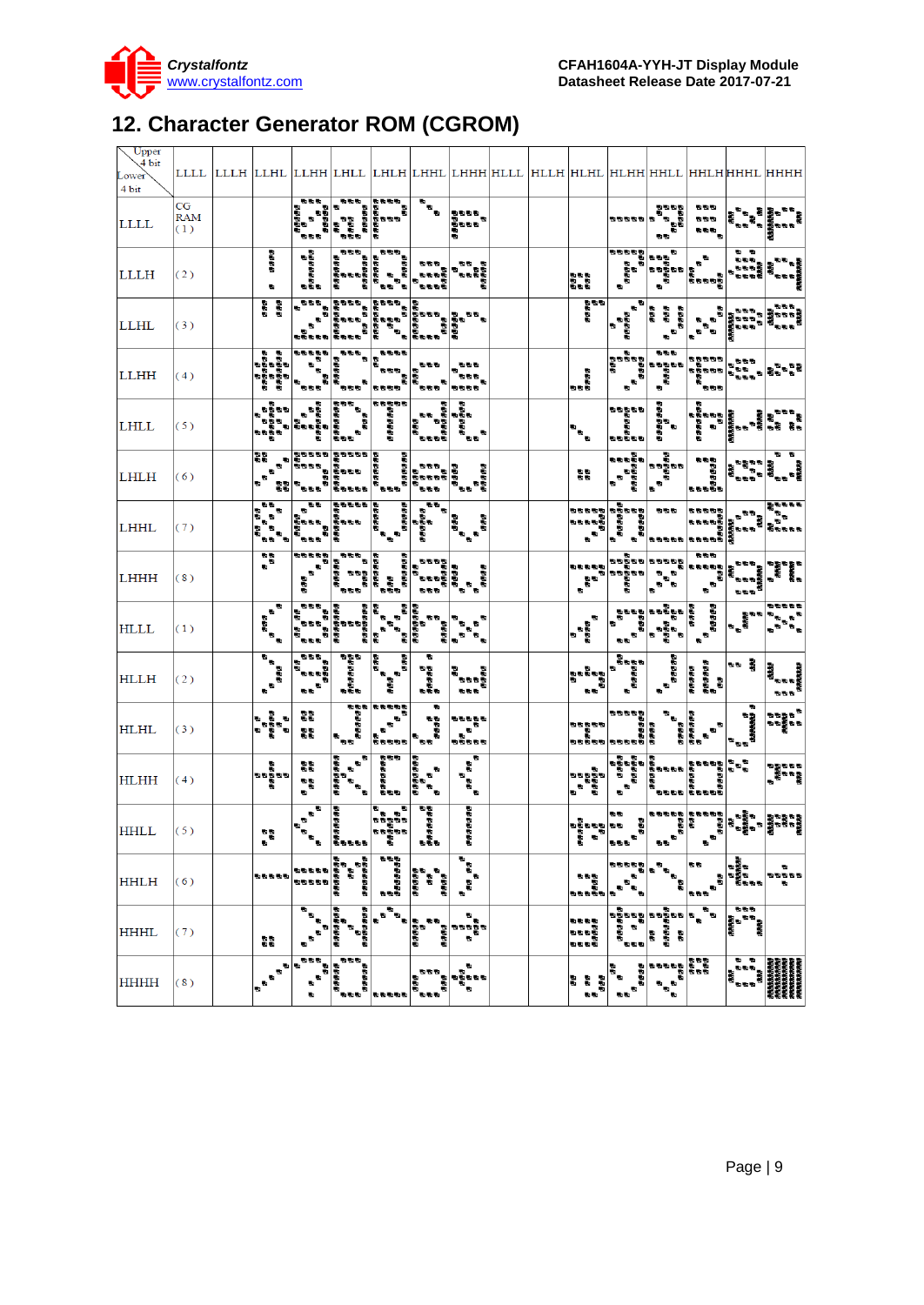# 12. Character Generator ROM (CGROM)

| Upper 4 bit / Lower 4 bit | LLLL | LLLH | LLHL | LLHH | LHLL | LHLH | LHHL | LHHH | HLLL | HLLH | HLHL | HLHH | HHLL | HHLH | HHHL | HHHH |
|---|---|---|---|---|---|---|---|---|---|---|---|---|---|---|---|---|
| LLLL | CG RAM (1) | | | | | | | | | | | | | | | |
| LLLH | (2) | | | | | | | | | | | | | | | |
| LLHL | (3) | | | | | | | | | | | | | | | |
| LLHH | (4) | | | | | | | | | | | | | | | |
| LHLL | (5) | | | | | | | | | | | | | | | |
| LHLH | (6) | | | | | | | | | | | | | | | |
| LHHL | (7) | | | | | | | | | | | | | | | |
| LHHH | (8) | | | | | | | | | | | | | | | |
| HLLL | (1) | | | | | | | | | | | | | | | |
| HLLH | (2) | | | | | | | | | | | | | | | |
| HLHL | (3) | | | | | | | | | | | | | | | |
| HLHH | (4) | | | | | | | | | | | | | | | |
| HHLL | (5) | | | | | | | | | | | | | | | |
| HHLH | (6) | | | | | | | | | | | | | | | |
| HHHL | (7) | | | | | | | | | | | | | | | |
| HHHH | (8) | | | | | | | | | | | | | | | |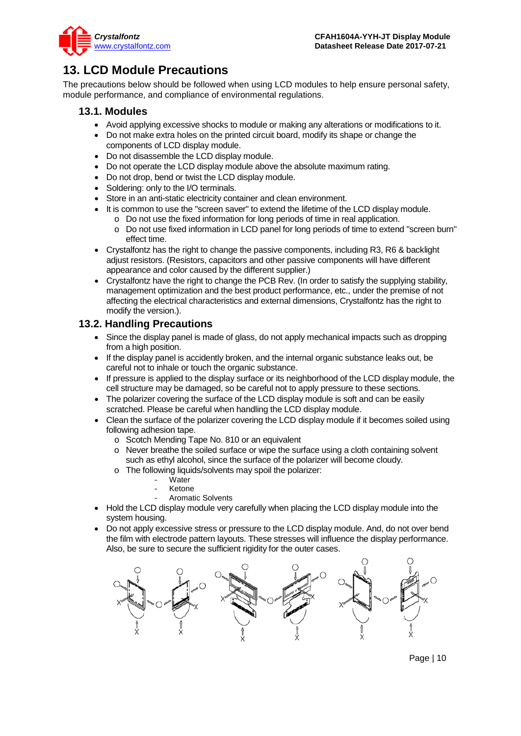# 13. LCD Module Precautions

The precautions below should be followed when using LCD modules to help ensure personal safety, module performance, and compliance of environmental regulations.

## 13.1. Modules

- Avoid applying excessive shocks to module or making any alterations or modifications to it.
- Do not make extra holes on the printed circuit board, modify its shape or change the components of LCD display module.
- Do not disassemble the LCD display module.
- Do not operate the LCD display module above the absolute maximum rating.
- Do not drop, bend or twist the LCD display module.
- Soldering: only to the I/O terminals.
- Store in an anti-static electricity container and clean environment.
- It is common to use the "screen saver" to extend the lifetime of the LCD display module.
  - Do not use the fixed information for long periods of time in real application.
  - Do not use fixed information in LCD panel for long periods of time to extend "screen burn" effect time.
- Crystalfontz has the right to change the passive components, including R3, R6 & backlight adjust resistors. (Resistors, capacitors and other passive components will have different appearance and color caused by the different supplier.)
- Crystalfontz have the right to change the PCB Rev. (In order to satisfy the supplying stability, management optimization and the best product performance, etc., under the premise of not affecting the electrical characteristics and external dimensions, Crystalfontz has the right to modify the version.).

## 13.2. Handling Precautions

- Since the display panel is made of glass, do not apply mechanical impacts such as dropping from a high position.
- If the display panel is accidently broken, and the internal organic substance leaks out, be careful not to inhale or touch the organic substance.
- If pressure is applied to the display surface or its neighborhood of the LCD display module, the cell structure may be damaged, so be careful not to apply pressure to these sections.
- The polarizer covering the surface of the LCD display module is soft and can be easily scratched. Please be careful when handling the LCD display module.
- Clean the surface of the polarizer covering the LCD display module if it becomes soiled using following adhesion tape.
  - Scotch Mending Tape No. 810 or an equivalent
  - Never breathe the soiled surface or wipe the surface using a cloth containing solvent such as ethyl alcohol, since the surface of the polarizer will become cloudy.
  - The following liquids/solvents may spoil the polarizer:
    - Water
    - Ketone
    - Aromatic Solvents
- Hold the LCD display module very carefully when placing the LCD display module into the system housing.
- Do not apply excessive stress or pressure to the LCD display module. And, do not over bend the film with electrode pattern layouts. These stresses will influence the display performance. Also, be sure to secure the sufficient rigidity for the outer cases.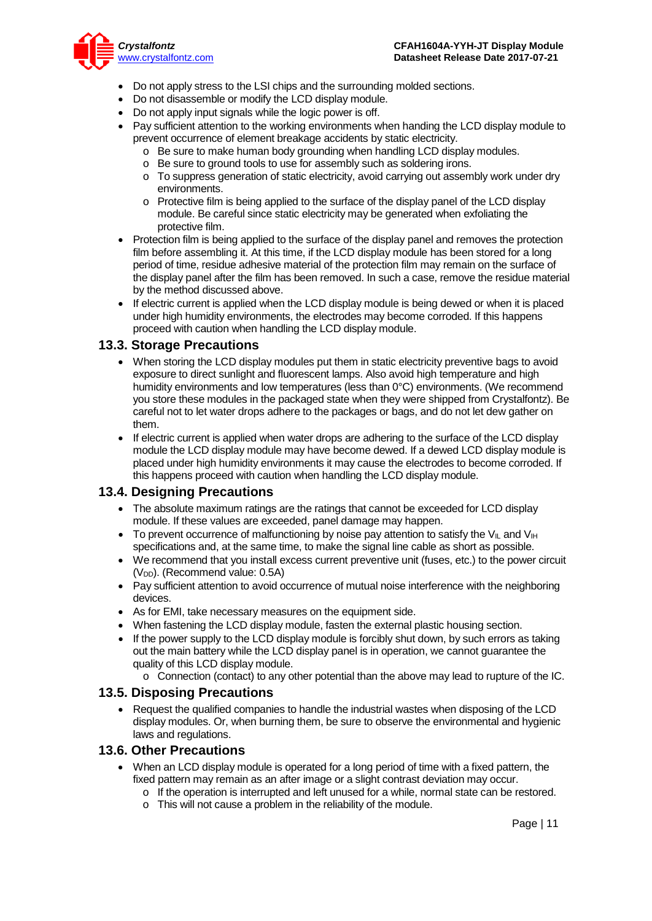- Do not apply stress to the LSI chips and the surrounding molded sections.
- Do not disassemble or modify the LCD display module.
- Do not apply input signals while the logic power is off.
- Pay sufficient attention to the working environments when handing the LCD display module to prevent occurrence of element breakage accidents by static electricity.
    - Be sure to make human body grounding when handling LCD display modules.
    - Be sure to ground tools to use for assembly such as soldering irons.
    - To suppress generation of static electricity, avoid carrying out assembly work under dry environments.
    - Protective film is being applied to the surface of the display panel of the LCD display module. Be careful since static electricity may be generated when exfoliating the protective film.
- Protection film is being applied to the surface of the display panel and removes the protection film before assembling it. At this time, if the LCD display module has been stored for a long period of time, residue adhesive material of the protection film may remain on the surface of the display panel after the film has been removed. In such a case, remove the residue material by the method discussed above.
- If electric current is applied when the LCD display module is being dewed or when it is placed under high humidity environments, the electrodes may become corroded. If this happens proceed with caution when handling the LCD display module.

## 13.3. Storage Precautions

- When storing the LCD display modules put them in static electricity preventive bags to avoid exposure to direct sunlight and fluorescent lamps. Also avoid high temperature and high humidity environments and low temperatures (less than 0°C) environments. (We recommend you store these modules in the packaged state when they were shipped from Crystalfontz). Be careful not to let water drops adhere to the packages or bags, and do not let dew gather on them.
- If electric current is applied when water drops are adhering to the surface of the LCD display module the LCD display module may have become dewed. If a dewed LCD display module is placed under high humidity environments it may cause the electrodes to become corroded. If this happens proceed with caution when handling the LCD display module.

## 13.4. Designing Precautions

- The absolute maximum ratings are the ratings that cannot be exceeded for LCD display module. If these values are exceeded, panel damage may happen.
- To prevent occurrence of malfunctioning by noise pay attention to satisfy the $V_{IL}$ and $V_{IH}$ specifications and, at the same time, to make the signal line cable as short as possible.
- We recommend that you install excess current preventive unit (fuses, etc.) to the power circuit ($V_{DD}$). (Recommend value: 0.5A)
- Pay sufficient attention to avoid occurrence of mutual noise interference with the neighboring devices.
- As for EMI, take necessary measures on the equipment side.
- When fastening the LCD display module, fasten the external plastic housing section.
- If the power supply to the LCD display module is forcibly shut down, by such errors as taking out the main battery while the LCD display panel is in operation, we cannot guarantee the quality of this LCD display module.
    - Connection (contact) to any other potential than the above may lead to rupture of the IC.

## 13.5. Disposing Precautions

- Request the qualified companies to handle the industrial wastes when disposing of the LCD display modules. Or, when burning them, be sure to observe the environmental and hygienic laws and regulations.

## 13.6. Other Precautions

- When an LCD display module is operated for a long period of time with a fixed pattern, the fixed pattern may remain as an after image or a slight contrast deviation may occur.
    - If the operation is interrupted and left unused for a while, normal state can be restored.
    - This will not cause a problem in the reliability of the module.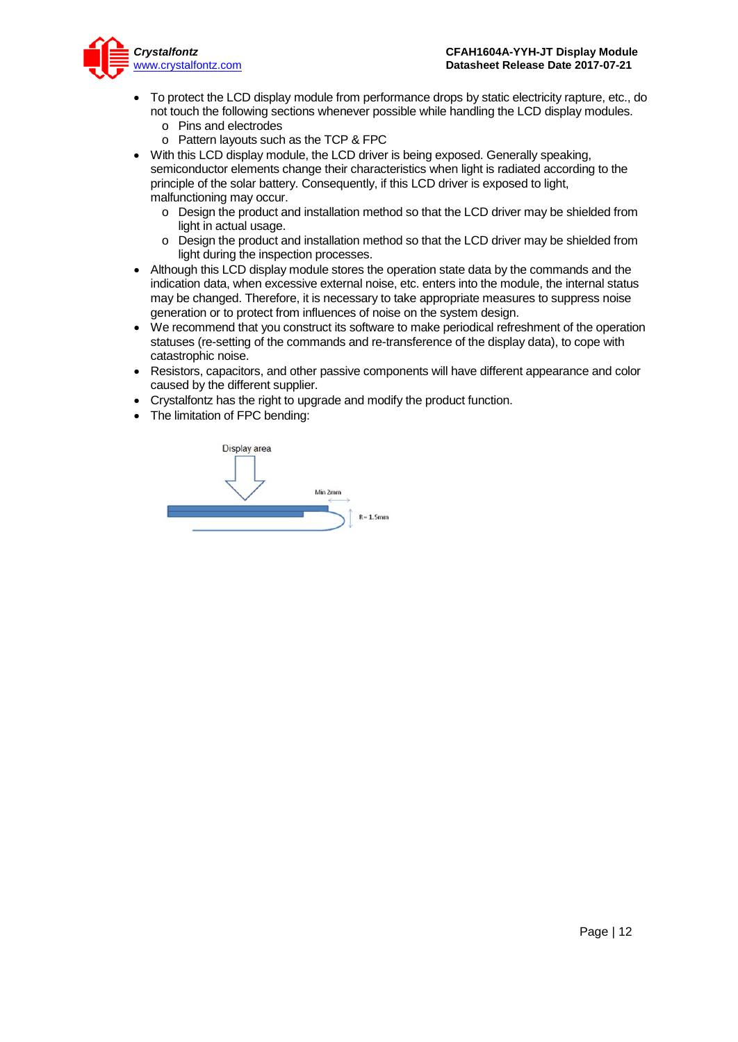- To protect the LCD display module from performance drops by static electricity rapture, etc., do not touch the following sections whenever possible while handling the LCD display modules.
  - Pins and electrodes
  - Pattern layouts such as the TCP & FPC
- With this LCD display module, the LCD driver is being exposed. Generally speaking, semiconductor elements change their characteristics when light is radiated according to the principle of the solar battery. Consequently, if this LCD driver is exposed to light, malfunctioning may occur.
  - Design the product and installation method so that the LCD driver may be shielded from light in actual usage.
  - Design the product and installation method so that the LCD driver may be shielded from light during the inspection processes.
- Although this LCD display module stores the operation state data by the commands and the indication data, when excessive external noise, etc. enters into the module, the internal status may be changed. Therefore, it is necessary to take appropriate measures to suppress noise generation or to protect from influences of noise on the system design.
- We recommend that you construct its software to make periodical refreshment of the operation statuses (re-setting of the commands and re-transference of the display data), to cope with catastrophic noise.
- Resistors, capacitors, and other passive components will have different appearance and color caused by the different supplier.
- Crystalfontz has the right to upgrade and modify the product function.
- The limitation of FPC bending:

Display area

Min 2mm

R= 1.5mm